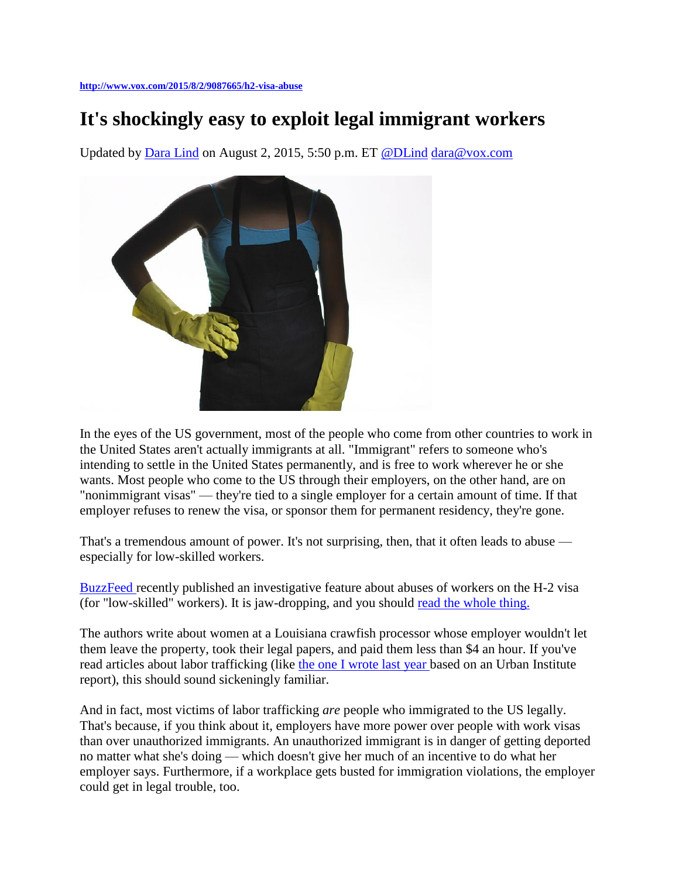http://www.vox.com/2015/8/2/9087665/h2-visa-abuse

# It's shockingly easy to exploit legal immigrant workers

Updated by Dara Lind on August 2, 2015, 5:50 p.m. ET @DLind dara@vox.com

In the eyes of the US government, most of the people who come from other countries to work in the United States aren't actually immigrants at all. "Immigrant" refers to someone who's intending to settle in the United States permanently, and is free to work wherever he or she wants. Most people who come to the US through their employers, on the other hand, are on "nonimmigrant visas" — they're tied to a single employer for a certain amount of time. If that employer refuses to renew the visa, or sponsor them for permanent residency, they're gone.

That's a tremendous amount of power. It's not surprising, then, that it often leads to abuse — especially for low-skilled workers.

BuzzFeed recently published an investigative feature about abuses of workers on the H-2 visa (for "low-skilled" workers). It is jaw-dropping, and you should read the whole thing.

The authors write about women at a Louisiana crawfish processor whose employer wouldn't let them leave the property, took their legal papers, and paid them less than $4 an hour. If you've read articles about labor trafficking (like the one I wrote last year based on an Urban Institute report), this should sound sickeningly familiar.

And in fact, most victims of labor trafficking *are* people who immigrated to the US legally. That's because, if you think about it, employers have more power over people with work visas than over unauthorized immigrants. An unauthorized immigrant is in danger of getting deported no matter what she's doing — which doesn't give her much of an incentive to do what her employer says. Furthermore, if a workplace gets busted for immigration violations, the employer could get in legal trouble, too.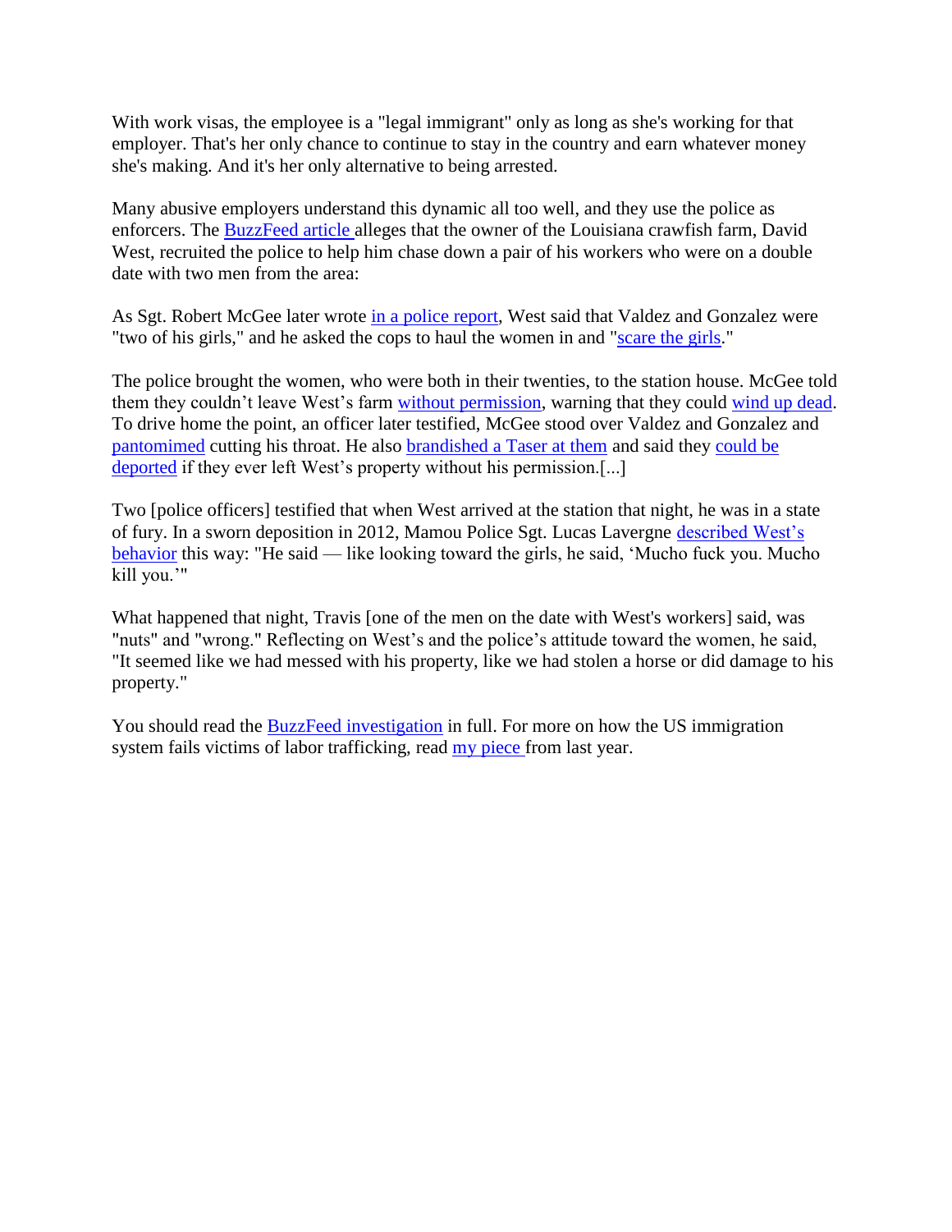With work visas, the employee is a "legal immigrant" only as long as she's working for that employer. That's her only chance to continue to stay in the country and earn whatever money she's making. And it's her only alternative to being arrested.

Many abusive employers understand this dynamic all too well, and they use the police as enforcers. The BuzzFeed article alleges that the owner of the Louisiana crawfish farm, David West, recruited the police to help him chase down a pair of his workers who were on a double date with two men from the area:

As Sgt. Robert McGee later wrote in a police report, West said that Valdez and Gonzalez were "two of his girls," and he asked the cops to haul the women in and "scare the girls."

The police brought the women, who were both in their twenties, to the station house. McGee told them they couldn't leave West's farm without permission, warning that they could wind up dead. To drive home the point, an officer later testified, McGee stood over Valdez and Gonzalez and pantomimed cutting his throat. He also brandished a Taser at them and said they could be deported if they ever left West's property without his permission.[...]

Two [police officers] testified that when West arrived at the station that night, he was in a state of fury. In a sworn deposition in 2012, Mamou Police Sgt. Lucas Lavergne described West's behavior this way: "He said — like looking toward the girls, he said, 'Mucho fuck you. Mucho kill you.'"

What happened that night, Travis [one of the men on the date with West's workers] said, was "nuts" and "wrong." Reflecting on West's and the police's attitude toward the women, he said, "It seemed like we had messed with his property, like we had stolen a horse or did damage to his property."

You should read the BuzzFeed investigation in full. For more on how the US immigration system fails victims of labor trafficking, read my piece from last year.